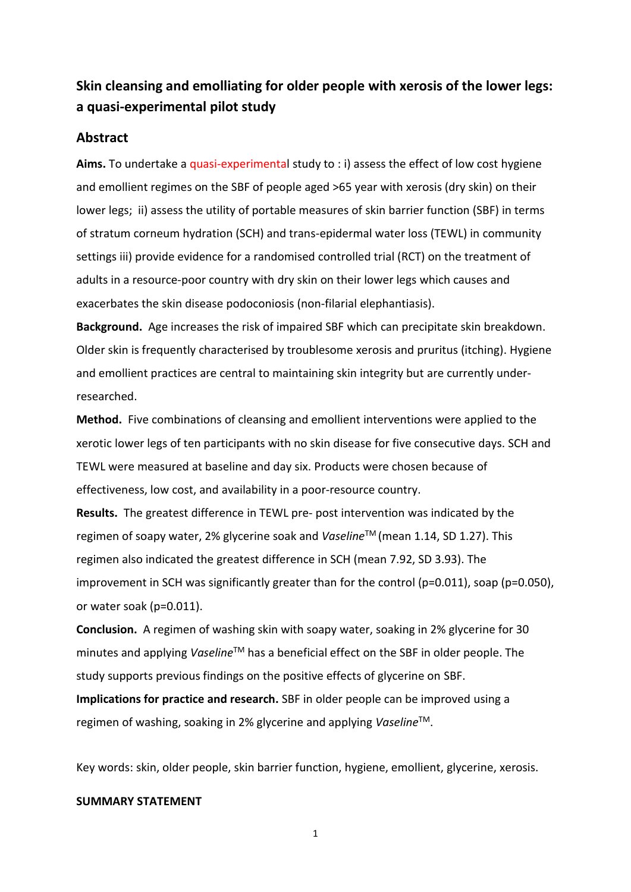# Skin cleansing and emolliating for older people with xerosis of the lower legs: a quasi-experimental pilot study

## Abstract

**Aims.** To undertake a quasi-experimental study to : i) assess the effect of low cost hygiene and emollient regimes on the SBF of people aged >65 year with xerosis (dry skin) on their lower legs; ii) assess the utility of portable measures of skin barrier function (SBF) in terms of stratum corneum hydration (SCH) and trans-epidermal water loss (TEWL) in community settings iii) provide evidence for a randomised controlled trial (RCT) on the treatment of adults in a resource-poor country with dry skin on their lower legs which causes and exacerbates the skin disease podoconiosis (non-filarial elephantiasis).

**Background.** Age increases the risk of impaired SBF which can precipitate skin breakdown. Older skin is frequently characterised by troublesome xerosis and pruritus (itching). Hygiene and emollient practices are central to maintaining skin integrity but are currently under-researched.

**Method.** Five combinations of cleansing and emollient interventions were applied to the xerotic lower legs of ten participants with no skin disease for five consecutive days. SCH and TEWL were measured at baseline and day six. Products were chosen because of effectiveness, low cost, and availability in a poor-resource country.

**Results.** The greatest difference in TEWL pre- post intervention was indicated by the regimen of soapy water, 2% glycerine soak and *Vaseline*™ (mean 1.14, SD 1.27). This regimen also indicated the greatest difference in SCH (mean 7.92, SD 3.93). The improvement in SCH was significantly greater than for the control ($p=0.011$), soap ($p=0.050$), or water soak ($p=0.011$).

**Conclusion.** A regimen of washing skin with soapy water, soaking in 2% glycerine for 30 minutes and applying *Vaseline*™ has a beneficial effect on the SBF in older people. The study supports previous findings on the positive effects of glycerine on SBF.

**Implications for practice and research.** SBF in older people can be improved using a regimen of washing, soaking in 2% glycerine and applying *Vaseline*™.

Key words: skin, older people, skin barrier function, hygiene, emollient, glycerine, xerosis.

**SUMMARY STATEMENT**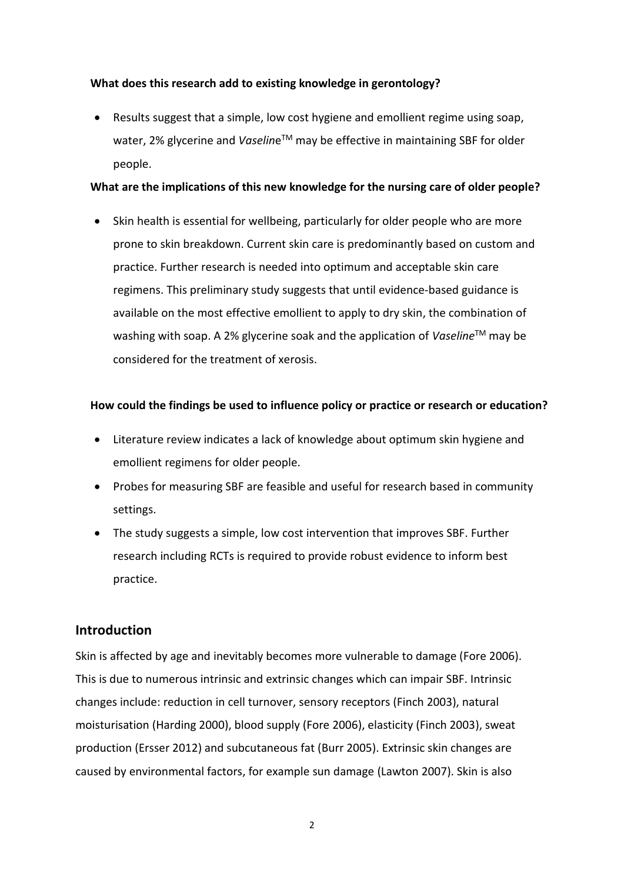**What does this research add to existing knowledge in gerontology?**

- Results suggest that a simple, low cost hygiene and emollient regime using soap, water, 2% glycerine and *Vaseline*™ may be effective in maintaining SBF for older people.

**What are the implications of this new knowledge for the nursing care of older people?**

- Skin health is essential for wellbeing, particularly for older people who are more prone to skin breakdown. Current skin care is predominantly based on custom and practice. Further research is needed into optimum and acceptable skin care regimens. This preliminary study suggests that until evidence-based guidance is available on the most effective emollient to apply to dry skin, the combination of washing with soap. A 2% glycerine soak and the application of *Vaseline*™ may be considered for the treatment of xerosis.

**How could the findings be used to influence policy or practice or research or education?**

- Literature review indicates a lack of knowledge about optimum skin hygiene and emollient regimens for older people.
- Probes for measuring SBF are feasible and useful for research based in community settings.
- The study suggests a simple, low cost intervention that improves SBF. Further research including RCTs is required to provide robust evidence to inform best practice.

## Introduction

Skin is affected by age and inevitably becomes more vulnerable to damage (Fore 2006). This is due to numerous intrinsic and extrinsic changes which can impair SBF. Intrinsic changes include: reduction in cell turnover, sensory receptors (Finch 2003), natural moisturisation (Harding 2000), blood supply (Fore 2006), elasticity (Finch 2003), sweat production (Ersser 2012) and subcutaneous fat (Burr 2005). Extrinsic skin changes are caused by environmental factors, for example sun damage (Lawton 2007). Skin is also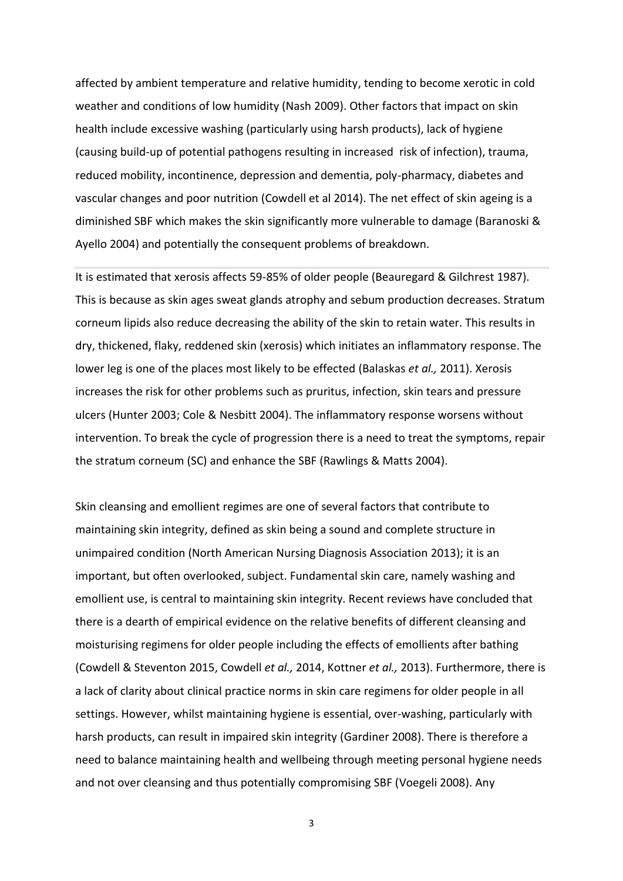affected by ambient temperature and relative humidity, tending to become xerotic in cold weather and conditions of low humidity (Nash 2009). Other factors that impact on skin health include excessive washing (particularly using harsh products), lack of hygiene (causing build-up of potential pathogens resulting in increased risk of infection), trauma, reduced mobility, incontinence, depression and dementia, poly-pharmacy, diabetes and vascular changes and poor nutrition (Cowdell et al 2014). The net effect of skin ageing is a diminished SBF which makes the skin significantly more vulnerable to damage (Baranoski & Ayello 2004) and potentially the consequent problems of breakdown.

It is estimated that xerosis affects 59-85% of older people (Beauregard & Gilchrest 1987). This is because as skin ages sweat glands atrophy and sebum production decreases. Stratum corneum lipids also reduce decreasing the ability of the skin to retain water. This results in dry, thickened, flaky, reddened skin (xerosis) which initiates an inflammatory response. The lower leg is one of the places most likely to be effected (Balaskas *et al.,* 2011). Xerosis increases the risk for other problems such as pruritus, infection, skin tears and pressure ulcers (Hunter 2003; Cole & Nesbitt 2004). The inflammatory response worsens without intervention. To break the cycle of progression there is a need to treat the symptoms, repair the stratum corneum (SC) and enhance the SBF (Rawlings & Matts 2004).

Skin cleansing and emollient regimes are one of several factors that contribute to maintaining skin integrity, defined as skin being a sound and complete structure in unimpaired condition (North American Nursing Diagnosis Association 2013); it is an important, but often overlooked, subject. Fundamental skin care, namely washing and emollient use, is central to maintaining skin integrity. Recent reviews have concluded that there is a dearth of empirical evidence on the relative benefits of different cleansing and moisturising regimens for older people including the effects of emollients after bathing (Cowdell & Steventon 2015, Cowdell *et al.,* 2014, Kottner *et al.,* 2013). Furthermore, there is a lack of clarity about clinical practice norms in skin care regimens for older people in all settings. However, whilst maintaining hygiene is essential, over-washing, particularly with harsh products, can result in impaired skin integrity (Gardiner 2008). There is therefore a need to balance maintaining health and wellbeing through meeting personal hygiene needs and not over cleansing and thus potentially compromising SBF (Voegeli 2008). Any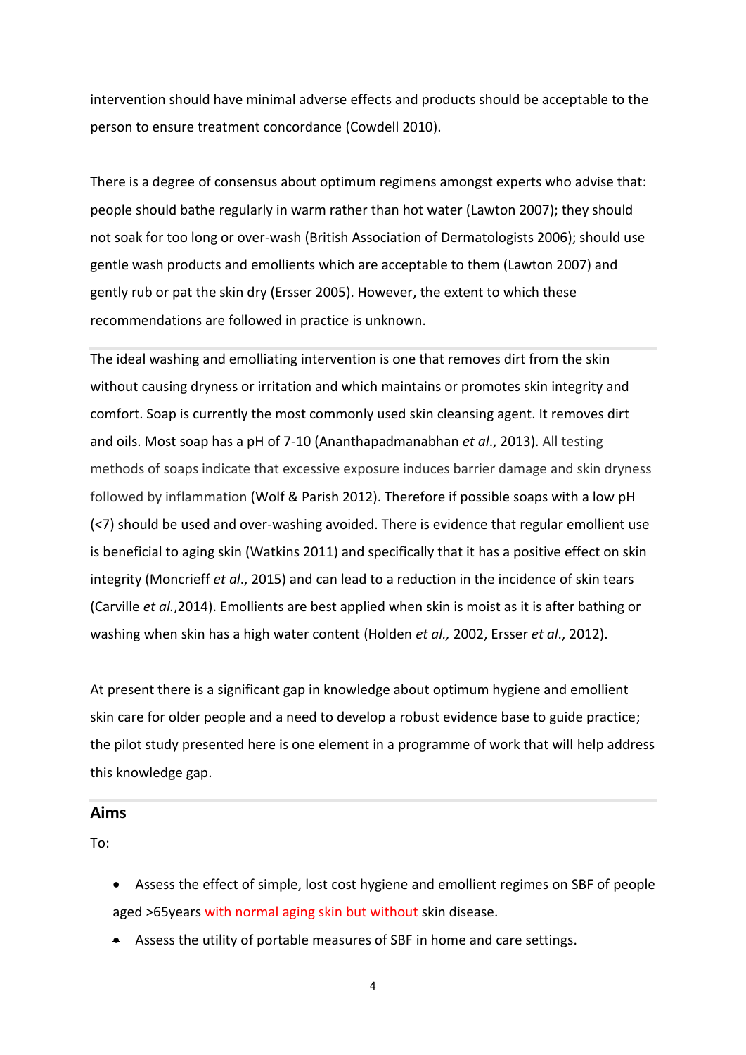intervention should have minimal adverse effects and products should be acceptable to the person to ensure treatment concordance (Cowdell 2010).

There is a degree of consensus about optimum regimens amongst experts who advise that: people should bathe regularly in warm rather than hot water (Lawton 2007); they should not soak for too long or over-wash (British Association of Dermatologists 2006); should use gentle wash products and emollients which are acceptable to them (Lawton 2007) and gently rub or pat the skin dry (Ersser 2005). However, the extent to which these recommendations are followed in practice is unknown.

The ideal washing and emolliating intervention is one that removes dirt from the skin without causing dryness or irritation and which maintains or promotes skin integrity and comfort. Soap is currently the most commonly used skin cleansing agent. It removes dirt and oils. Most soap has a pH of 7-10 (Ananthapadmanabhan *et al*., 2013). All testing methods of soaps indicate that excessive exposure induces barrier damage and skin dryness followed by inflammation (Wolf & Parish 2012). Therefore if possible soaps with a low pH (<7) should be used and over-washing avoided. There is evidence that regular emollient use is beneficial to aging skin (Watkins 2011) and specifically that it has a positive effect on skin integrity (Moncrieff *et al*., 2015) and can lead to a reduction in the incidence of skin tears (Carville *et al.*,2014). Emollients are best applied when skin is moist as it is after bathing or washing when skin has a high water content (Holden *et al.,* 2002, Ersser *et al*., 2012).

At present there is a significant gap in knowledge about optimum hygiene and emollient skin care for older people and a need to develop a robust evidence base to guide practice; the pilot study presented here is one element in a programme of work that will help address this knowledge gap.

## Aims

To:

- Assess the effect of simple, lost cost hygiene and emollient regimes on SBF of people aged >65years with normal aging skin but without skin disease.
- Assess the utility of portable measures of SBF in home and care settings.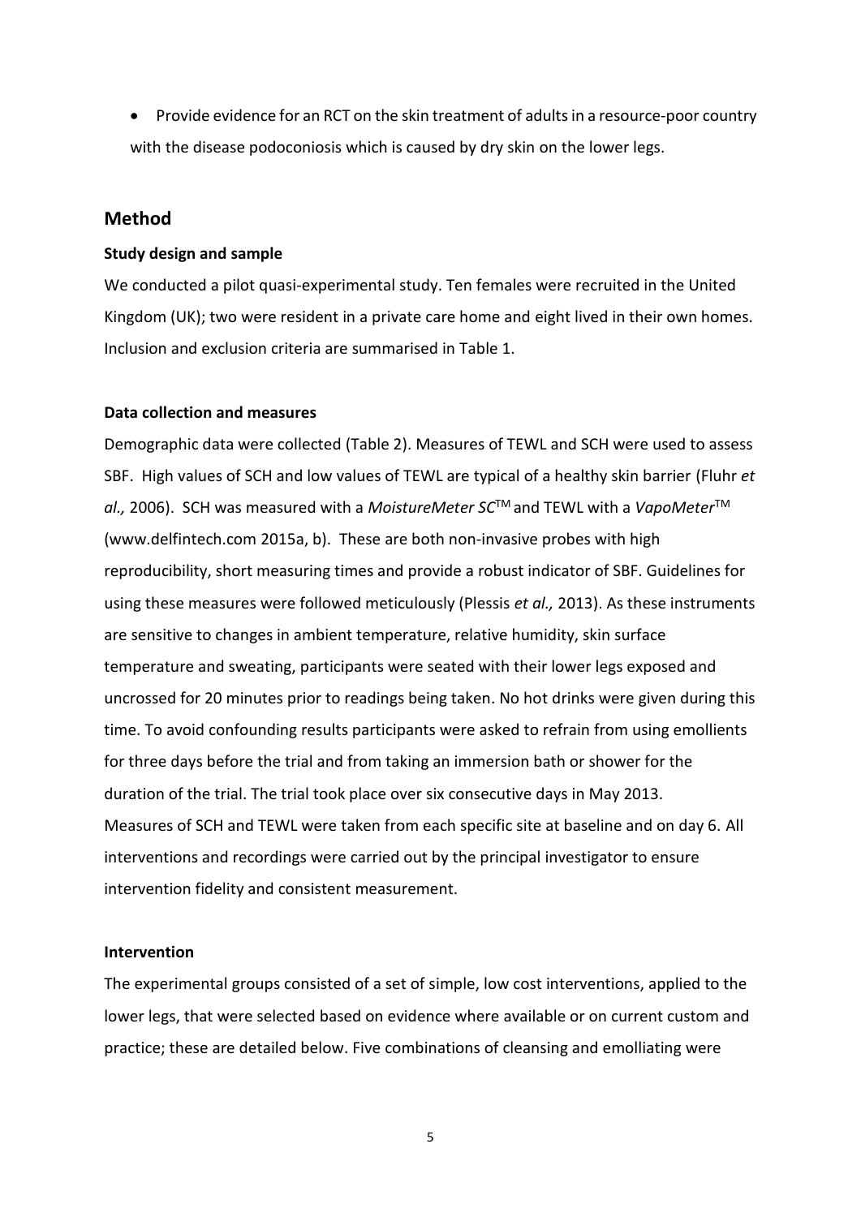- Provide evidence for an RCT on the skin treatment of adults in a resource-poor country with the disease podoconiosis which is caused by dry skin on the lower legs.

## Method

**Study design and sample**

We conducted a pilot quasi-experimental study. Ten females were recruited in the United Kingdom (UK); two were resident in a private care home and eight lived in their own homes. Inclusion and exclusion criteria are summarised in Table 1.

**Data collection and measures**

Demographic data were collected (Table 2). Measures of TEWL and SCH were used to assess SBF. High values of SCH and low values of TEWL are typical of a healthy skin barrier (Fluhr *et al.,* 2006). SCH was measured with a *MoistureMeter SC*™ and TEWL with a *VapoMeter*™ (www.delfintech.com 2015a, b). These are both non-invasive probes with high reproducibility, short measuring times and provide a robust indicator of SBF. Guidelines for using these measures were followed meticulously (Plessis *et al.,* 2013). As these instruments are sensitive to changes in ambient temperature, relative humidity, skin surface temperature and sweating, participants were seated with their lower legs exposed and uncrossed for 20 minutes prior to readings being taken. No hot drinks were given during this time. To avoid confounding results participants were asked to refrain from using emollients for three days before the trial and from taking an immersion bath or shower for the duration of the trial. The trial took place over six consecutive days in May 2013. Measures of SCH and TEWL were taken from each specific site at baseline and on day 6. All interventions and recordings were carried out by the principal investigator to ensure intervention fidelity and consistent measurement.

**Intervention**

The experimental groups consisted of a set of simple, low cost interventions, applied to the lower legs, that were selected based on evidence where available or on current custom and practice; these are detailed below. Five combinations of cleansing and emolliating were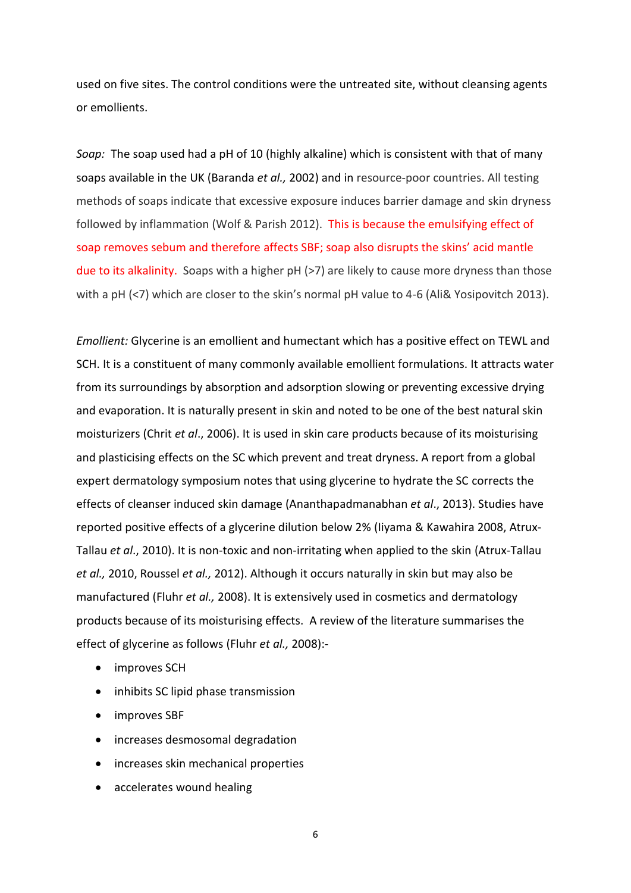used on five sites. The control conditions were the untreated site, without cleansing agents or emollients.

*Soap:* The soap used had a pH of 10 (highly alkaline) which is consistent with that of many soaps available in the UK (Baranda *et al.,* 2002) and in resource-poor countries. All testing methods of soaps indicate that excessive exposure induces barrier damage and skin dryness followed by inflammation (Wolf & Parish 2012). This is because the emulsifying effect of soap removes sebum and therefore affects SBF; soap also disrupts the skins' acid mantle due to its alkalinity. Soaps with a higher pH (>7) are likely to cause more dryness than those with a pH (<7) which are closer to the skin's normal pH value to 4-6 (Ali& Yosipovitch 2013).

*Emollient:* Glycerine is an emollient and humectant which has a positive effect on TEWL and SCH. It is a constituent of many commonly available emollient formulations. It attracts water from its surroundings by absorption and adsorption slowing or preventing excessive drying and evaporation. It is naturally present in skin and noted to be one of the best natural skin moisturizers (Chrit *et al*., 2006). It is used in skin care products because of its moisturising and plasticising effects on the SC which prevent and treat dryness. A report from a global expert dermatology symposium notes that using glycerine to hydrate the SC corrects the effects of cleanser induced skin damage (Ananthapadmanabhan *et al*., 2013). Studies have reported positive effects of a glycerine dilution below 2% (Iiyama & Kawahira 2008, Atrux-Tallau *et al*., 2010). It is non-toxic and non-irritating when applied to the skin (Atrux-Tallau *et al.,* 2010, Roussel *et al.,* 2012). Although it occurs naturally in skin but may also be manufactured (Fluhr *et al.,* 2008). It is extensively used in cosmetics and dermatology products because of its moisturising effects. A review of the literature summarises the effect of glycerine as follows (Fluhr *et al.,* 2008):-

- improves SCH
- inhibits SC lipid phase transmission
- improves SBF
- increases desmosomal degradation
- increases skin mechanical properties
- accelerates wound healing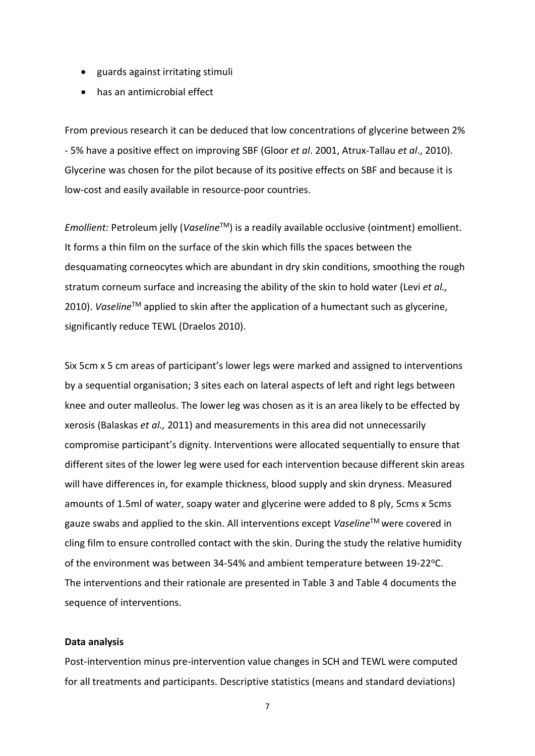- guards against irritating stimuli
- has an antimicrobial effect

From previous research it can be deduced that low concentrations of glycerine between 2% - 5% have a positive effect on improving SBF (Gloor *et al*. 2001, Atrux-Tallau *et al*., 2010). Glycerine was chosen for the pilot because of its positive effects on SBF and because it is low-cost and easily available in resource-poor countries.

*Emollient:* Petroleum jelly (*Vaseline*™) is a readily available occlusive (ointment) emollient. It forms a thin film on the surface of the skin which fills the spaces between the desquamating corneocytes which are abundant in dry skin conditions, smoothing the rough stratum corneum surface and increasing the ability of the skin to hold water (Levi *et al.,* 2010). *Vaseline*™ applied to skin after the application of a humectant such as glycerine, significantly reduce TEWL (Draelos 2010).

Six 5cm x 5 cm areas of participant's lower legs were marked and assigned to interventions by a sequential organisation; 3 sites each on lateral aspects of left and right legs between knee and outer malleolus. The lower leg was chosen as it is an area likely to be effected by xerosis (Balaskas *et al.,* 2011) and measurements in this area did not unnecessarily compromise participant's dignity. Interventions were allocated sequentially to ensure that different sites of the lower leg were used for each intervention because different skin areas will have differences in, for example thickness, blood supply and skin dryness. Measured amounts of 1.5ml of water, soapy water and glycerine were added to 8 ply, 5cms x 5cms gauze swabs and applied to the skin. All interventions except *Vaseline*™ were covered in cling film to ensure controlled contact with the skin. During the study the relative humidity of the environment was between 34-54% and ambient temperature between 19-22$^{o}$C. The interventions and their rationale are presented in Table 3 and Table 4 documents the sequence of interventions.

**Data analysis**

Post-intervention minus pre-intervention value changes in SCH and TEWL were computed for all treatments and participants. Descriptive statistics (means and standard deviations)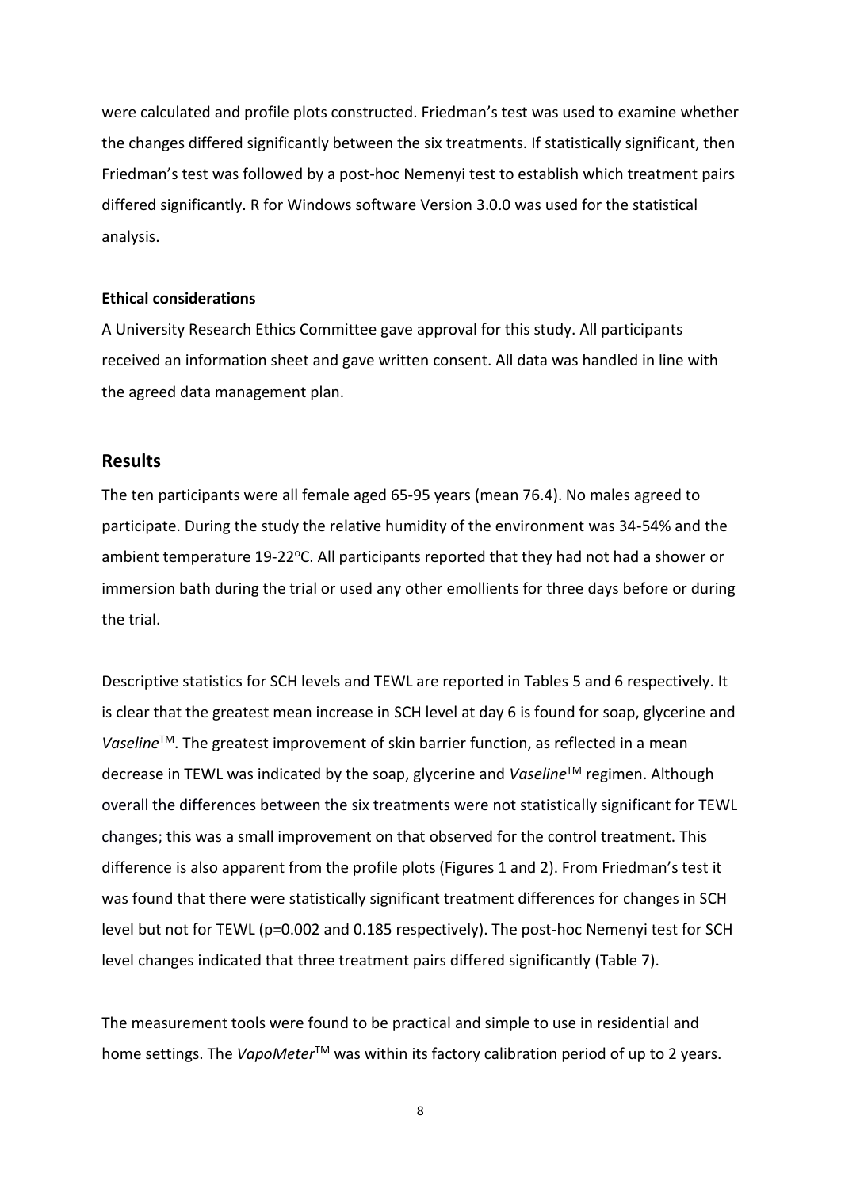were calculated and profile plots constructed. Friedman's test was used to examine whether the changes differed significantly between the six treatments. If statistically significant, then Friedman's test was followed by a post-hoc Nemenyi test to establish which treatment pairs differed significantly. R for Windows software Version 3.0.0 was used for the statistical analysis.

**Ethical considerations**

A University Research Ethics Committee gave approval for this study. All participants received an information sheet and gave written consent. All data was handled in line with the agreed data management plan.

## Results

The ten participants were all female aged 65-95 years (mean 76.4). No males agreed to participate. During the study the relative humidity of the environment was 34-54% and the ambient temperature 19-22°C. All participants reported that they had not had a shower or immersion bath during the trial or used any other emollients for three days before or during the trial.

Descriptive statistics for SCH levels and TEWL are reported in Tables 5 and 6 respectively. It is clear that the greatest mean increase in SCH level at day 6 is found for soap, glycerine and *Vaseline*™. The greatest improvement of skin barrier function, as reflected in a mean decrease in TEWL was indicated by the soap, glycerine and *Vaseline*™ regimen. Although overall the differences between the six treatments were not statistically significant for TEWL changes; this was a small improvement on that observed for the control treatment. This difference is also apparent from the profile plots (Figures 1 and 2). From Friedman's test it was found that there were statistically significant treatment differences for changes in SCH level but not for TEWL ($p=0.002$ and 0.185 respectively). The post-hoc Nemenyi test for SCH level changes indicated that three treatment pairs differed significantly (Table 7).

The measurement tools were found to be practical and simple to use in residential and home settings. The *VapoMeter*™ was within its factory calibration period of up to 2 years.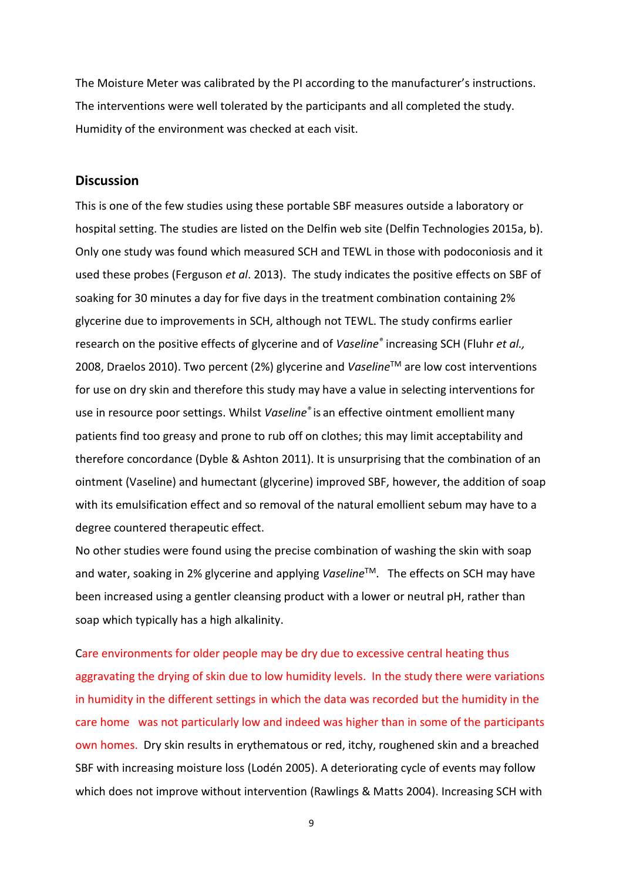The Moisture Meter was calibrated by the PI according to the manufacturer's instructions. The interventions were well tolerated by the participants and all completed the study. Humidity of the environment was checked at each visit.

## Discussion

This is one of the few studies using these portable SBF measures outside a laboratory or hospital setting. The studies are listed on the Delfin web site (Delfin Technologies 2015a, b). Only one study was found which measured SCH and TEWL in those with podoconiosis and it used these probes (Ferguson *et al*. 2013). The study indicates the positive effects on SBF of soaking for 30 minutes a day for five days in the treatment combination containing 2% glycerine due to improvements in SCH, although not TEWL. The study confirms earlier research on the positive effects of glycerine and of *Vaseline*® increasing SCH (Fluhr *et al.,* 2008, Draelos 2010). Two percent (2%) glycerine and *Vaseline*™ are low cost interventions for use on dry skin and therefore this study may have a value in selecting interventions for use in resource poor settings. Whilst *Vaseline*® is an effective ointment emollient many patients find too greasy and prone to rub off on clothes; this may limit acceptability and therefore concordance (Dyble & Ashton 2011). It is unsurprising that the combination of an ointment (Vaseline) and humectant (glycerine) improved SBF, however, the addition of soap with its emulsification effect and so removal of the natural emollient sebum may have to a degree countered therapeutic effect.

No other studies were found using the precise combination of washing the skin with soap and water, soaking in 2% glycerine and applying *Vaseline*™. The effects on SCH may have been increased using a gentler cleansing product with a lower or neutral pH, rather than soap which typically has a high alkalinity.

Care environments for older people may be dry due to excessive central heating thus aggravating the drying of skin due to low humidity levels. In the study there were variations in humidity in the different settings in which the data was recorded but the humidity in the care home was not particularly low and indeed was higher than in some of the participants own homes. Dry skin results in erythematous or red, itchy, roughened skin and a breached SBF with increasing moisture loss (Lodén 2005). A deteriorating cycle of events may follow which does not improve without intervention (Rawlings & Matts 2004). Increasing SCH with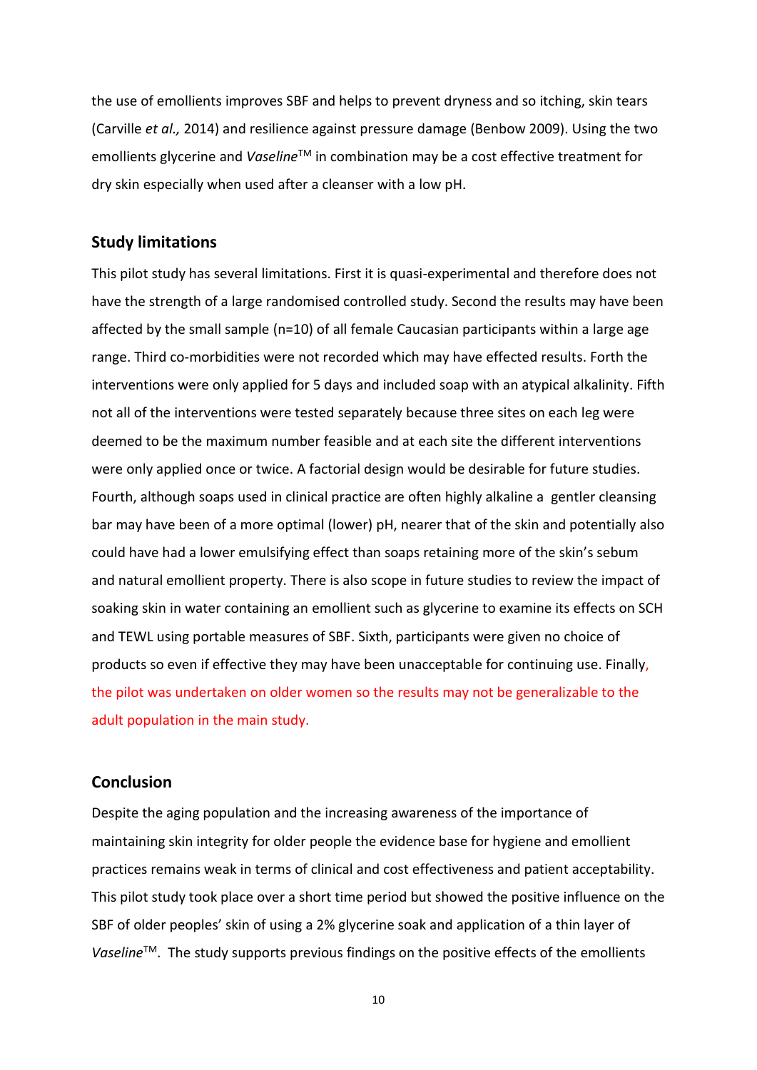the use of emollients improves SBF and helps to prevent dryness and so itching, skin tears (Carville *et al.,* 2014) and resilience against pressure damage (Benbow 2009). Using the two emollients glycerine and *Vaseline*™ in combination may be a cost effective treatment for dry skin especially when used after a cleanser with a low pH.

## Study limitations

This pilot study has several limitations. First it is quasi-experimental and therefore does not have the strength of a large randomised controlled study. Second the results may have been affected by the small sample (n=10) of all female Caucasian participants within a large age range. Third co-morbidities were not recorded which may have effected results. Forth the interventions were only applied for 5 days and included soap with an atypical alkalinity. Fifth not all of the interventions were tested separately because three sites on each leg were deemed to be the maximum number feasible and at each site the different interventions were only applied once or twice. A factorial design would be desirable for future studies. Fourth, although soaps used in clinical practice are often highly alkaline a gentler cleansing bar may have been of a more optimal (lower) pH, nearer that of the skin and potentially also could have had a lower emulsifying effect than soaps retaining more of the skin's sebum and natural emollient property. There is also scope in future studies to review the impact of soaking skin in water containing an emollient such as glycerine to examine its effects on SCH and TEWL using portable measures of SBF. Sixth, participants were given no choice of products so even if effective they may have been unacceptable for continuing use. Finally, the pilot was undertaken on older women so the results may not be generalizable to the adult population in the main study.

## Conclusion

Despite the aging population and the increasing awareness of the importance of maintaining skin integrity for older people the evidence base for hygiene and emollient practices remains weak in terms of clinical and cost effectiveness and patient acceptability. This pilot study took place over a short time period but showed the positive influence on the SBF of older peoples' skin of using a 2% glycerine soak and application of a thin layer of *Vaseline*™. The study supports previous findings on the positive effects of the emollients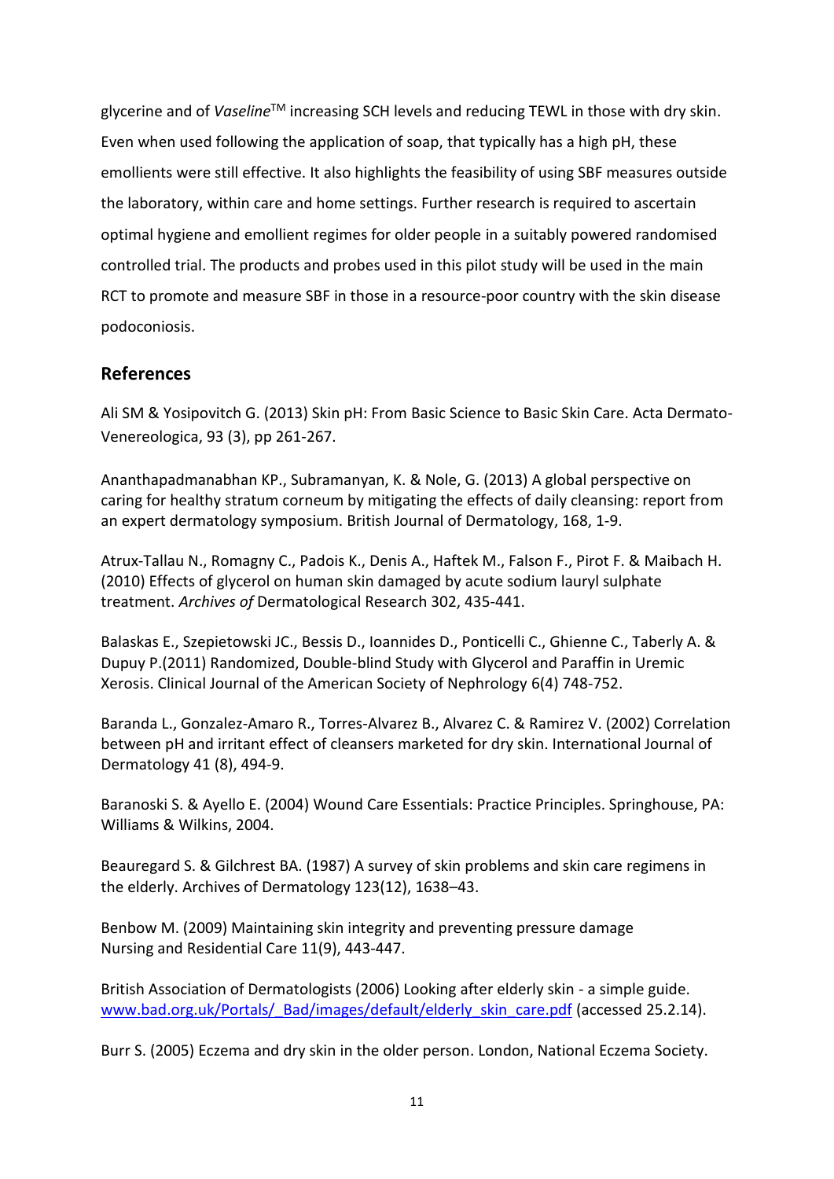glycerine and of *Vaseline*™ increasing SCH levels and reducing TEWL in those with dry skin. Even when used following the application of soap, that typically has a high pH, these emollients were still effective. It also highlights the feasibility of using SBF measures outside the laboratory, within care and home settings. Further research is required to ascertain optimal hygiene and emollient regimes for older people in a suitably powered randomised controlled trial. The products and probes used in this pilot study will be used in the main RCT to promote and measure SBF in those in a resource-poor country with the skin disease podoconiosis.

## References

Ali SM & Yosipovitch G. (2013) Skin pH: From Basic Science to Basic Skin Care. Acta Dermato-Venereologica, 93 (3), pp 261-267.

Ananthapadmanabhan KP., Subramanyan, K. & Nole, G. (2013) A global perspective on caring for healthy stratum corneum by mitigating the effects of daily cleansing: report from an expert dermatology symposium. British Journal of Dermatology, 168, 1-9.

Atrux-Tallau N., Romagny C., Padois K., Denis A., Haftek M., Falson F., Pirot F. & Maibach H. (2010) Effects of glycerol on human skin damaged by acute sodium lauryl sulphate treatment. *Archives of* Dermatological Research 302, 435-441.

Balaskas E., Szepietowski JC., Bessis D., Ioannides D., Ponticelli C., Ghienne C., Taberly A. & Dupuy P.(2011) Randomized, Double-blind Study with Glycerol and Paraffin in Uremic Xerosis. Clinical Journal of the American Society of Nephrology 6(4) 748-752.

Baranda L., Gonzalez-Amaro R., Torres-Alvarez B., Alvarez C. & Ramirez V. (2002) Correlation between pH and irritant effect of cleansers marketed for dry skin. International Journal of Dermatology 41 (8), 494-9.

Baranoski S. & Ayello E. (2004) Wound Care Essentials: Practice Principles. Springhouse, PA: Williams & Wilkins, 2004.

Beauregard S. & Gilchrest BA. (1987) A survey of skin problems and skin care regimens in the elderly. Archives of Dermatology 123(12), 1638–43.

Benbow M. (2009) Maintaining skin integrity and preventing pressure damage Nursing and Residential Care 11(9), 443-447.

British Association of Dermatologists (2006) Looking after elderly skin - a simple guide. www.bad.org.uk/Portals/_Bad/images/default/elderly_skin_care.pdf (accessed 25.2.14).

Burr S. (2005) Eczema and dry skin in the older person. London, National Eczema Society.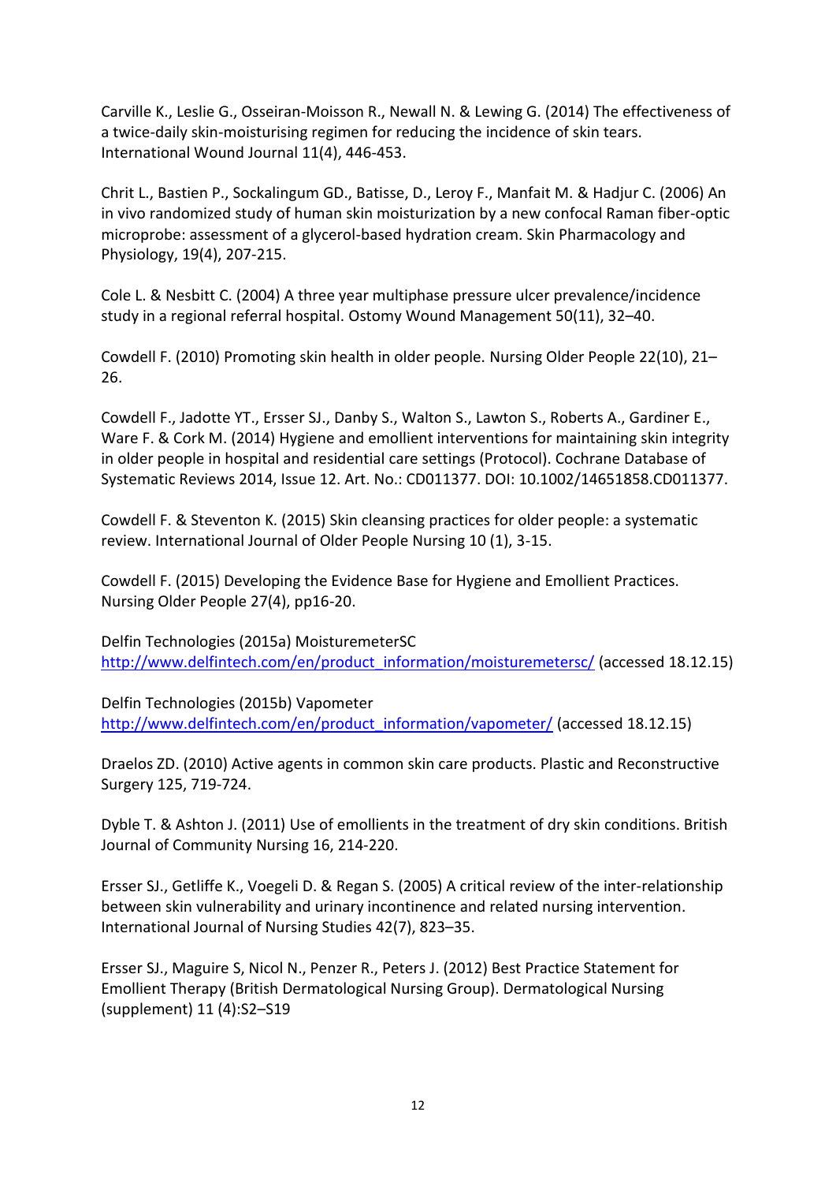Carville K., Leslie G., Osseiran-Moisson R., Newall N. & Lewing G. (2014) The effectiveness of a twice-daily skin-moisturising regimen for reducing the incidence of skin tears. International Wound Journal 11(4), 446-453.

Chrit L., Bastien P., Sockalingum GD., Batisse, D., Leroy F., Manfait M. & Hadjur C. (2006) An in vivo randomized study of human skin moisturization by a new confocal Raman fiber-optic microprobe: assessment of a glycerol-based hydration cream. Skin Pharmacology and Physiology, 19(4), 207-215.

Cole L. & Nesbitt C. (2004) A three year multiphase pressure ulcer prevalence/incidence study in a regional referral hospital. Ostomy Wound Management 50(11), 32–40.

Cowdell F. (2010) Promoting skin health in older people. Nursing Older People 22(10), 21–26.

Cowdell F., Jadotte YT., Ersser SJ., Danby S., Walton S., Lawton S., Roberts A., Gardiner E., Ware F. & Cork M. (2014) Hygiene and emollient interventions for maintaining skin integrity in older people in hospital and residential care settings (Protocol). Cochrane Database of Systematic Reviews 2014, Issue 12. Art. No.: CD011377. DOI: 10.1002/14651858.CD011377.

Cowdell F. & Steventon K. (2015) Skin cleansing practices for older people: a systematic review. International Journal of Older People Nursing 10 (1), 3-15.

Cowdell F. (2015) Developing the Evidence Base for Hygiene and Emollient Practices. Nursing Older People 27(4), pp16-20.

Delfin Technologies (2015a) MoisturemeterSC http://www.delfintech.com/en/product_information/moisturemetersc/ (accessed 18.12.15)

Delfin Technologies (2015b) Vapometer http://www.delfintech.com/en/product_information/vapometer/ (accessed 18.12.15)

Draelos ZD. (2010) Active agents in common skin care products. Plastic and Reconstructive Surgery 125, 719-724.

Dyble T. & Ashton J. (2011) Use of emollients in the treatment of dry skin conditions. British Journal of Community Nursing 16, 214-220.

Ersser SJ., Getliffe K., Voegeli D. & Regan S. (2005) A critical review of the inter-relationship between skin vulnerability and urinary incontinence and related nursing intervention. International Journal of Nursing Studies 42(7), 823–35.

Ersser SJ., Maguire S, Nicol N., Penzer R., Peters J. (2012) Best Practice Statement for Emollient Therapy (British Dermatological Nursing Group). Dermatological Nursing (supplement) 11 (4):S2–S19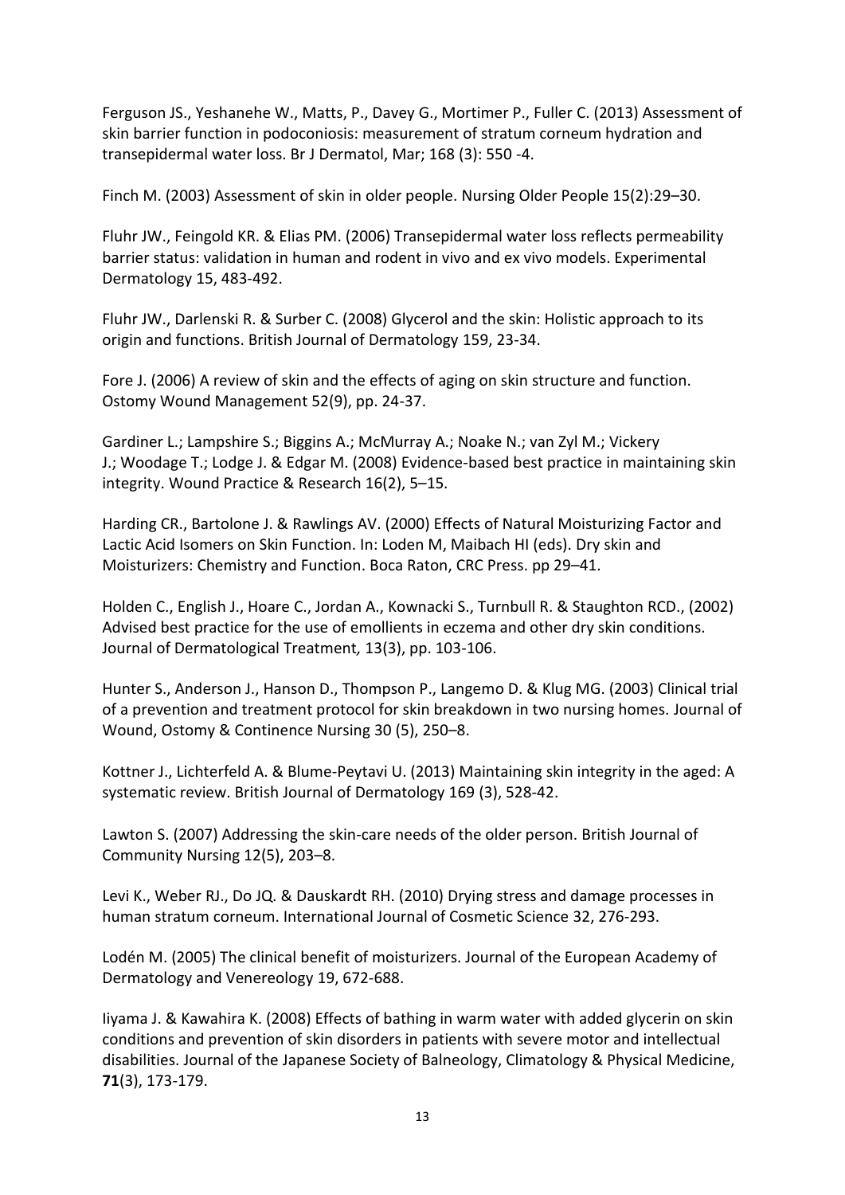Ferguson JS., Yeshanehe W., Matts, P., Davey G., Mortimer P., Fuller C. (2013) Assessment of skin barrier function in podoconiosis: measurement of stratum corneum hydration and transepidermal water loss. Br J Dermatol, Mar; 168 (3): 550 -4.

Finch M. (2003) Assessment of skin in older people. Nursing Older People 15(2):29–30.

Fluhr JW., Feingold KR. & Elias PM. (2006) Transepidermal water loss reflects permeability barrier status: validation in human and rodent in vivo and ex vivo models. Experimental Dermatology 15, 483-492.

Fluhr JW., Darlenski R. & Surber C. (2008) Glycerol and the skin: Holistic approach to its origin and functions. British Journal of Dermatology 159, 23-34.

Fore J. (2006) A review of skin and the effects of aging on skin structure and function. Ostomy Wound Management 52(9), pp. 24-37.

Gardiner L.; Lampshire S.; Biggins A.; McMurray A.; Noake N.; van Zyl M.; Vickery J.; Woodage T.; Lodge J. & Edgar M. (2008) Evidence-based best practice in maintaining skin integrity. Wound Practice & Research 16(2), 5–15.

Harding CR., Bartolone J. & Rawlings AV. (2000) Effects of Natural Moisturizing Factor and Lactic Acid Isomers on Skin Function. In: Loden M, Maibach HI (eds). Dry skin and Moisturizers: Chemistry and Function. Boca Raton, CRC Press. pp 29–41.

Holden C., English J., Hoare C., Jordan A., Kownacki S., Turnbull R. & Staughton RCD., (2002) Advised best practice for the use of emollients in eczema and other dry skin conditions. Journal of Dermatological Treatment*,* 13(3), pp. 103-106.

Hunter S., Anderson J., Hanson D., Thompson P., Langemo D. & Klug MG. (2003) Clinical trial of a prevention and treatment protocol for skin breakdown in two nursing homes. Journal of Wound, Ostomy & Continence Nursing 30 (5), 250–8.

Kottner J., Lichterfeld A. & Blume-Peytavi U. (2013) Maintaining skin integrity in the aged: A systematic review. British Journal of Dermatology 169 (3), 528-42.

Lawton S. (2007) Addressing the skin-care needs of the older person. British Journal of Community Nursing 12(5), 203–8.

Levi K., Weber RJ., Do JQ. & Dauskardt RH. (2010) Drying stress and damage processes in human stratum corneum. International Journal of Cosmetic Science 32, 276-293.

Lodén M. (2005) The clinical benefit of moisturizers. Journal of the European Academy of Dermatology and Venereology 19, 672-688.

Iiyama J. & Kawahira K. (2008) Effects of bathing in warm water with added glycerin on skin conditions and prevention of skin disorders in patients with severe motor and intellectual disabilities. Journal of the Japanese Society of Balneology, Climatology & Physical Medicine, **71**(3), 173-179.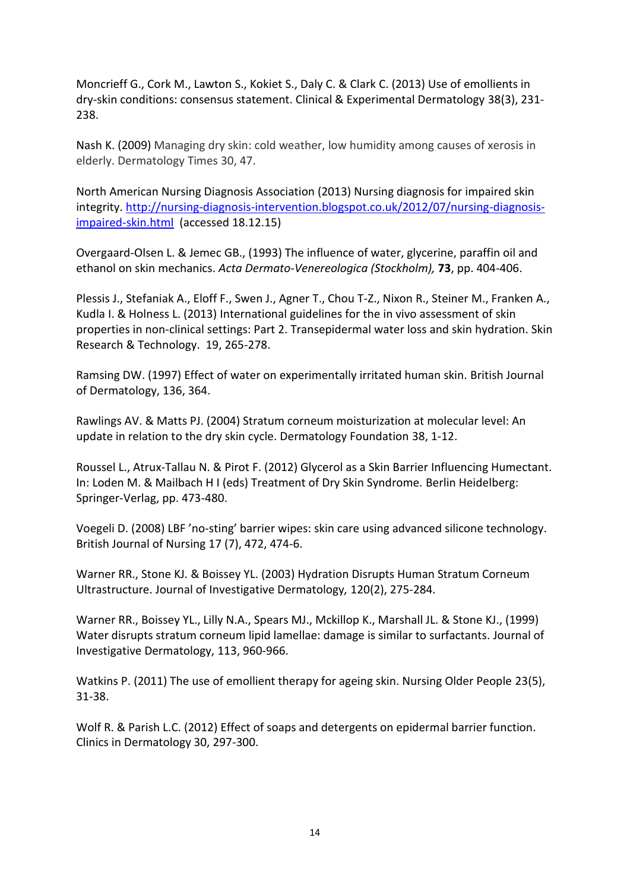Moncrieff G., Cork M., Lawton S., Kokiet S., Daly C. & Clark C. (2013) Use of emollients in dry-skin conditions: consensus statement. Clinical & Experimental Dermatology 38(3), 231-238.

Nash K. (2009) Managing dry skin: cold weather, low humidity among causes of xerosis in elderly. Dermatology Times 30, 47.

North American Nursing Diagnosis Association (2013) Nursing diagnosis for impaired skin integrity. http://nursing-diagnosis-intervention.blogspot.co.uk/2012/07/nursing-diagnosis-impaired-skin.html (accessed 18.12.15)

Overgaard-Olsen L. & Jemec GB., (1993) The influence of water, glycerine, paraffin oil and ethanol on skin mechanics. *Acta Dermato-Venereologica (Stockholm),* **73**, pp. 404-406.

Plessis J., Stefaniak A., Eloff F., Swen J., Agner T., Chou T-Z., Nixon R., Steiner M., Franken A., Kudla I. & Holness L. (2013) International guidelines for the in vivo assessment of skin properties in non-clinical settings: Part 2. Transepidermal water loss and skin hydration. Skin Research & Technology. 19, 265-278.

Ramsing DW. (1997) Effect of water on experimentally irritated human skin. British Journal of Dermatology, 136, 364.

Rawlings AV. & Matts PJ. (2004) Stratum corneum moisturization at molecular level: An update in relation to the dry skin cycle. Dermatology Foundation 38, 1-12.

Roussel L., Atrux-Tallau N. & Pirot F. (2012) Glycerol as a Skin Barrier Influencing Humectant. In: Loden M. & Mailbach H I (eds) Treatment of Dry Skin Syndrome. Berlin Heidelberg: Springer-Verlag, pp. 473-480.

Voegeli D. (2008) LBF 'no-sting' barrier wipes: skin care using advanced silicone technology. British Journal of Nursing 17 (7), 472, 474-6.

Warner RR., Stone KJ. & Boissey YL. (2003) Hydration Disrupts Human Stratum Corneum Ultrastructure. Journal of Investigative Dermatology*,* 120(2), 275-284.

Warner RR., Boissey YL., Lilly N.A., Spears MJ., Mckillop K., Marshall JL. & Stone KJ., (1999) Water disrupts stratum corneum lipid lamellae: damage is similar to surfactants. Journal of Investigative Dermatology, 113, 960-966.

Watkins P. (2011) The use of emollient therapy for ageing skin. Nursing Older People 23(5), 31-38.

Wolf R. & Parish L.C. (2012) Effect of soaps and detergents on epidermal barrier function. Clinics in Dermatology 30, 297-300.